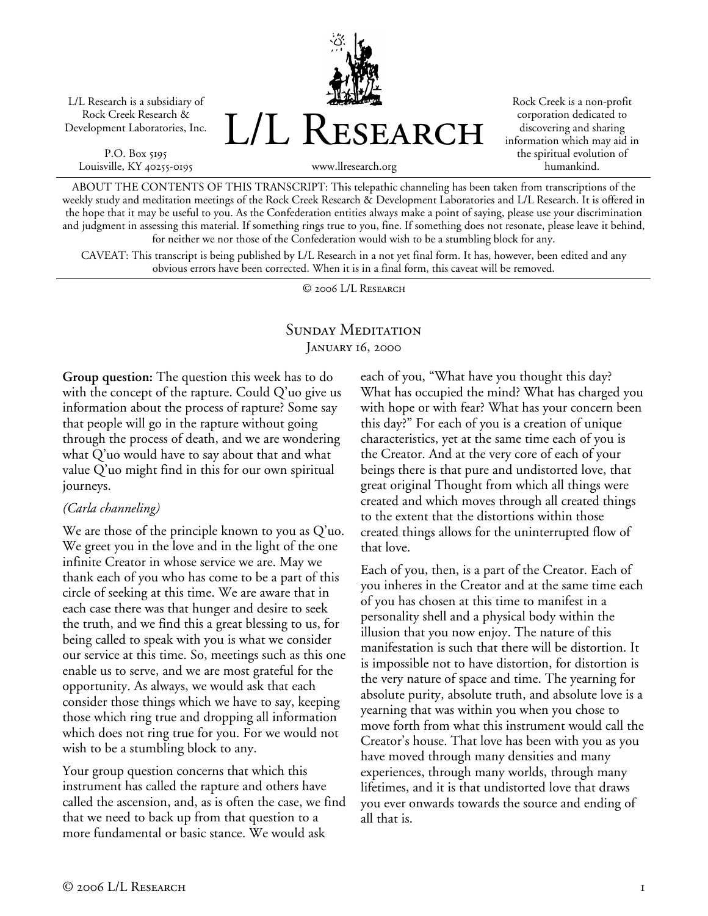L/L Research is a subsidiary of Rock Creek Research & Development Laboratories, Inc.

P.O. Box 5195
Louisville, KY 40255-0195

# L/L Research

www.llresearch.org

Rock Creek is a non-profit corporation dedicated to discovering and sharing information which may aid in the spiritual evolution of humankind.

ABOUT THE CONTENTS OF THIS TRANSCRIPT: This telepathic channeling has been taken from transcriptions of the weekly study and meditation meetings of the Rock Creek Research & Development Laboratories and L/L Research. It is offered in the hope that it may be useful to you. As the Confederation entities always make a point of saying, please use your discrimination and judgment in assessing this material. If something rings true to you, fine. If something does not resonate, please leave it behind, for neither we nor those of the Confederation would wish to be a stumbling block for any.

CAVEAT: This transcript is being published by L/L Research in a not yet final form. It has, however, been edited and any obvious errors have been corrected. When it is in a final form, this caveat will be removed.

© 2006 L/L Research

## Sunday Meditation
### January 16, 2000

**Group question:** The question this week has to do with the concept of the rapture. Could Q'uo give us information about the process of rapture? Some say that people will go in the rapture without going through the process of death, and we are wondering what Q'uo would have to say about that and what value Q'uo might find in this for our own spiritual journeys.

*(Carla channeling)*

We are those of the principle known to you as Q'uo. We greet you in the love and in the light of the one infinite Creator in whose service we are. May we thank each of you who has come to be a part of this circle of seeking at this time. We are aware that in each case there was that hunger and desire to seek the truth, and we find this a great blessing to us, for being called to speak with you is what we consider our service at this time. So, meetings such as this one enable us to serve, and we are most grateful for the opportunity. As always, we would ask that each consider those things which we have to say, keeping those which ring true and dropping all information which does not ring true for you. For we would not wish to be a stumbling block to any.

Your group question concerns that which this instrument has called the rapture and others have called the ascension, and, as is often the case, we find that we need to back up from that question to a more fundamental or basic stance. We would ask each of you, "What have you thought this day? What has occupied the mind? What has charged you with hope or with fear? What has your concern been this day?" For each of you is a creation of unique characteristics, yet at the same time each of you is the Creator. And at the very core of each of your beings there is that pure and undistorted love, that great original Thought from which all things were created and which moves through all created things to the extent that the distortions within those created things allows for the uninterrupted flow of that love.

Each of you, then, is a part of the Creator. Each of you inheres in the Creator and at the same time each of you has chosen at this time to manifest in a personality shell and a physical body within the illusion that you now enjoy. The nature of this manifestation is such that there will be distortion. It is impossible not to have distortion, for distortion is the very nature of space and time. The yearning for absolute purity, absolute truth, and absolute love is a yearning that was within you when you chose to move forth from what this instrument would call the Creator's house. That love has been with you as you have moved through many densities and many experiences, through many worlds, through many lifetimes, and it is that undistorted love that draws you ever onwards towards the source and ending of all that is.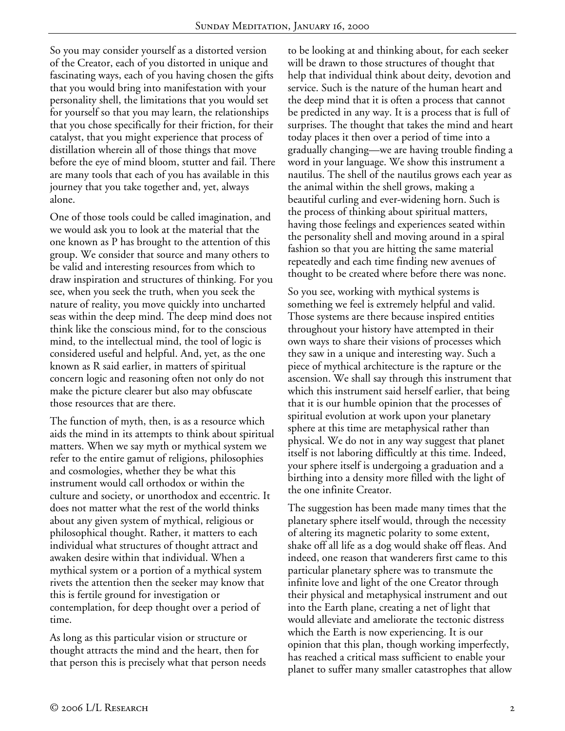So you may consider yourself as a distorted version of the Creator, each of you distorted in unique and fascinating ways, each of you having chosen the gifts that you would bring into manifestation with your personality shell, the limitations that you would set for yourself so that you may learn, the relationships that you chose specifically for their friction, for their catalyst, that you might experience that process of distillation wherein all of those things that move before the eye of mind bloom, stutter and fail. There are many tools that each of you has available in this journey that you take together and, yet, always alone.

One of those tools could be called imagination, and we would ask you to look at the material that the one known as P has brought to the attention of this group. We consider that source and many others to be valid and interesting resources from which to draw inspiration and structures of thinking. For you see, when you seek the truth, when you seek the nature of reality, you move quickly into uncharted seas within the deep mind. The deep mind does not think like the conscious mind, for to the conscious mind, to the intellectual mind, the tool of logic is considered useful and helpful. And, yet, as the one known as R said earlier, in matters of spiritual concern logic and reasoning often not only do not make the picture clearer but also may obfuscate those resources that are there.

The function of myth, then, is as a resource which aids the mind in its attempts to think about spiritual matters. When we say myth or mythical system we refer to the entire gamut of religions, philosophies and cosmologies, whether they be what this instrument would call orthodox or within the culture and society, or unorthodox and eccentric. It does not matter what the rest of the world thinks about any given system of mythical, religious or philosophical thought. Rather, it matters to each individual what structures of thought attract and awaken desire within that individual. When a mythical system or a portion of a mythical system rivets the attention then the seeker may know that this is fertile ground for investigation or contemplation, for deep thought over a period of time.

As long as this particular vision or structure or thought attracts the mind and the heart, then for that person this is precisely what that person needs to be looking at and thinking about, for each seeker will be drawn to those structures of thought that help that individual think about deity, devotion and service. Such is the nature of the human heart and the deep mind that it is often a process that cannot be predicted in any way. It is a process that is full of surprises. The thought that takes the mind and heart today places it then over a period of time into a gradually changing—we are having trouble finding a word in your language. We show this instrument a nautilus. The shell of the nautilus grows each year as the animal within the shell grows, making a beautiful curling and ever-widening horn. Such is the process of thinking about spiritual matters, having those feelings and experiences seated within the personality shell and moving around in a spiral fashion so that you are hitting the same material repeatedly and each time finding new avenues of thought to be created where before there was none.

So you see, working with mythical systems is something we feel is extremely helpful and valid. Those systems are there because inspired entities throughout your history have attempted in their own ways to share their visions of processes which they saw in a unique and interesting way. Such a piece of mythical architecture is the rapture or the ascension. We shall say through this instrument that which this instrument said herself earlier, that being that it is our humble opinion that the processes of spiritual evolution at work upon your planetary sphere at this time are metaphysical rather than physical. We do not in any way suggest that planet itself is not laboring difficultly at this time. Indeed, your sphere itself is undergoing a graduation and a birthing into a density more filled with the light of the one infinite Creator.

The suggestion has been made many times that the planetary sphere itself would, through the necessity of altering its magnetic polarity to some extent, shake off all life as a dog would shake off fleas. And indeed, one reason that wanderers first came to this particular planetary sphere was to transmute the infinite love and light of the one Creator through their physical and metaphysical instrument and out into the Earth plane, creating a net of light that would alleviate and ameliorate the tectonic distress which the Earth is now experiencing. It is our opinion that this plan, though working imperfectly, has reached a critical mass sufficient to enable your planet to suffer many smaller catastrophes that allow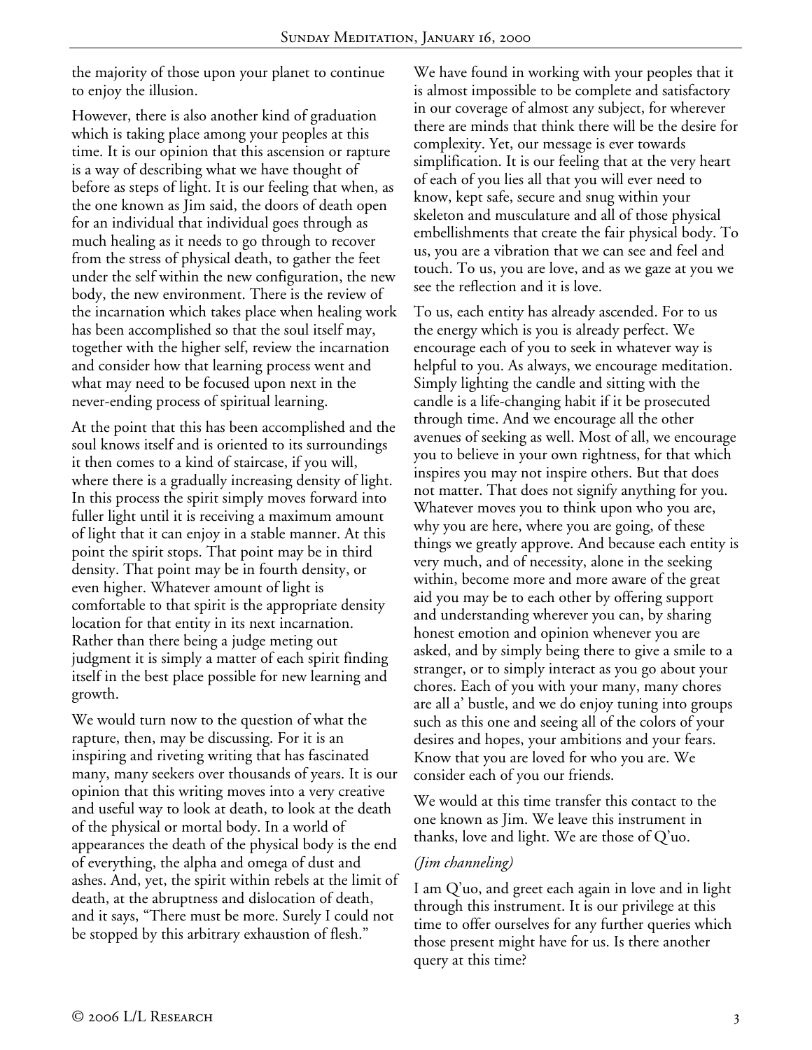the majority of those upon your planet to continue to enjoy the illusion.

However, there is also another kind of graduation which is taking place among your peoples at this time. It is our opinion that this ascension or rapture is a way of describing what we have thought of before as steps of light. It is our feeling that when, as the one known as Jim said, the doors of death open for an individual that individual goes through as much healing as it needs to go through to recover from the stress of physical death, to gather the feet under the self within the new configuration, the new body, the new environment. There is the review of the incarnation which takes place when healing work has been accomplished so that the soul itself may, together with the higher self, review the incarnation and consider how that learning process went and what may need to be focused upon next in the never-ending process of spiritual learning.

At the point that this has been accomplished and the soul knows itself and is oriented to its surroundings it then comes to a kind of staircase, if you will, where there is a gradually increasing density of light. In this process the spirit simply moves forward into fuller light until it is receiving a maximum amount of light that it can enjoy in a stable manner. At this point the spirit stops. That point may be in third density. That point may be in fourth density, or even higher. Whatever amount of light is comfortable to that spirit is the appropriate density location for that entity in its next incarnation. Rather than there being a judge meting out judgment it is simply a matter of each spirit finding itself in the best place possible for new learning and growth.

We would turn now to the question of what the rapture, then, may be discussing. For it is an inspiring and riveting writing that has fascinated many, many seekers over thousands of years. It is our opinion that this writing moves into a very creative and useful way to look at death, to look at the death of the physical or mortal body. In a world of appearances the death of the physical body is the end of everything, the alpha and omega of dust and ashes. And, yet, the spirit within rebels at the limit of death, at the abruptness and dislocation of death, and it says, "There must be more. Surely I could not be stopped by this arbitrary exhaustion of flesh."

We have found in working with your peoples that it is almost impossible to be complete and satisfactory in our coverage of almost any subject, for wherever there are minds that think there will be the desire for complexity. Yet, our message is ever towards simplification. It is our feeling that at the very heart of each of you lies all that you will ever need to know, kept safe, secure and snug within your skeleton and musculature and all of those physical embellishments that create the fair physical body. To us, you are a vibration that we can see and feel and touch. To us, you are love, and as we gaze at you we see the reflection and it is love.

To us, each entity has already ascended. For to us the energy which is you is already perfect. We encourage each of you to seek in whatever way is helpful to you. As always, we encourage meditation. Simply lighting the candle and sitting with the candle is a life-changing habit if it be prosecuted through time. And we encourage all the other avenues of seeking as well. Most of all, we encourage you to believe in your own rightness, for that which inspires you may not inspire others. But that does not matter. That does not signify anything for you. Whatever moves you to think upon who you are, why you are here, where you are going, of these things we greatly approve. And because each entity is very much, and of necessity, alone in the seeking within, become more and more aware of the great aid you may be to each other by offering support and understanding wherever you can, by sharing honest emotion and opinion whenever you are asked, and by simply being there to give a smile to a stranger, or to simply interact as you go about your chores. Each of you with your many, many chores are all a' bustle, and we do enjoy tuning into groups such as this one and seeing all of the colors of your desires and hopes, your ambitions and your fears. Know that you are loved for who you are. We consider each of you our friends.

We would at this time transfer this contact to the one known as Jim. We leave this instrument in thanks, love and light. We are those of Q'uo.

*(Jim channeling)*

I am Q'uo, and greet each again in love and in light through this instrument. It is our privilege at this time to offer ourselves for any further queries which those present might have for us. Is there another query at this time?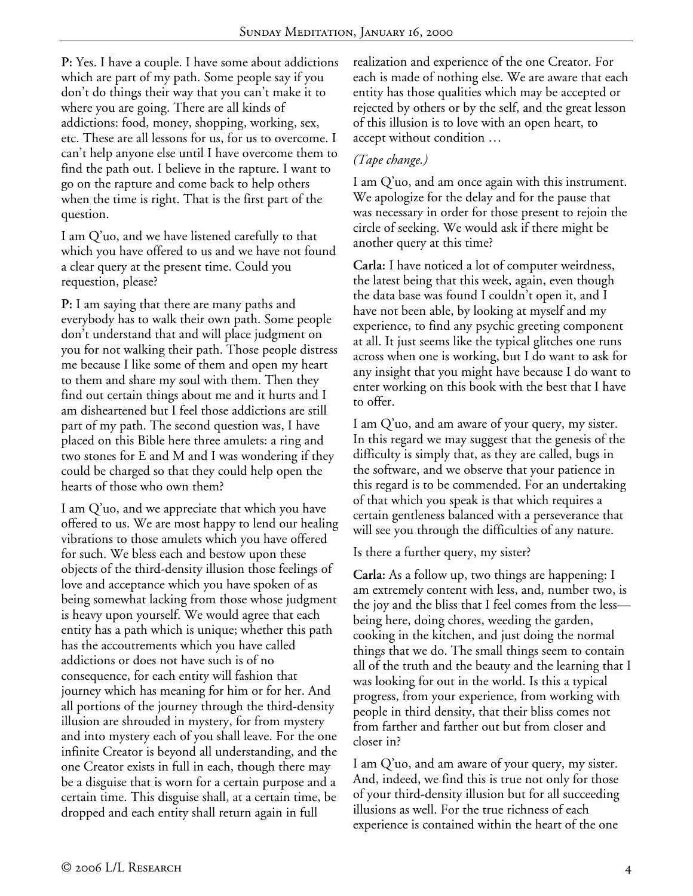**P:** Yes. I have a couple. I have some about addictions which are part of my path. Some people say if you don't do things their way that you can't make it to where you are going. There are all kinds of addictions: food, money, shopping, working, sex, etc. These are all lessons for us, for us to overcome. I can't help anyone else until I have overcome them to find the path out. I believe in the rapture. I want to go on the rapture and come back to help others when the time is right. That is the first part of the question.

I am Q'uo, and we have listened carefully to that which you have offered to us and we have not found a clear query at the present time. Could you requestion, please?

**P:** I am saying that there are many paths and everybody has to walk their own path. Some people don't understand that and will place judgment on you for not walking their path. Those people distress me because I like some of them and open my heart to them and share my soul with them. Then they find out certain things about me and it hurts and I am disheartened but I feel those addictions are still part of my path. The second question was, I have placed on this Bible here three amulets: a ring and two stones for E and M and I was wondering if they could be charged so that they could help open the hearts of those who own them?

I am Q'uo, and we appreciate that which you have offered to us. We are most happy to lend our healing vibrations to those amulets which you have offered for such. We bless each and bestow upon these objects of the third-density illusion those feelings of love and acceptance which you have spoken of as being somewhat lacking from those whose judgment is heavy upon yourself. We would agree that each entity has a path which is unique; whether this path has the accoutrements which you have called addictions or does not have such is of no consequence, for each entity will fashion that journey which has meaning for him or for her. And all portions of the journey through the third-density illusion are shrouded in mystery, for from mystery and into mystery each of you shall leave. For the one infinite Creator is beyond all understanding, and the one Creator exists in full in each, though there may be a disguise that is worn for a certain purpose and a certain time. This disguise shall, at a certain time, be dropped and each entity shall return again in full realization and experience of the one Creator. For each is made of nothing else. We are aware that each entity has those qualities which may be accepted or rejected by others or by the self, and the great lesson of this illusion is to love with an open heart, to accept without condition …

*(Tape change.)*

I am Q'uo, and am once again with this instrument. We apologize for the delay and for the pause that was necessary in order for those present to rejoin the circle of seeking. We would ask if there might be another query at this time?

**Carla:** I have noticed a lot of computer weirdness, the latest being that this week, again, even though the data base was found I couldn't open it, and I have not been able, by looking at myself and my experience, to find any psychic greeting component at all. It just seems like the typical glitches one runs across when one is working, but I do want to ask for any insight that you might have because I do want to enter working on this book with the best that I have to offer.

I am Q'uo, and am aware of your query, my sister. In this regard we may suggest that the genesis of the difficulty is simply that, as they are called, bugs in the software, and we observe that your patience in this regard is to be commended. For an undertaking of that which you speak is that which requires a certain gentleness balanced with a perseverance that will see you through the difficulties of any nature.

Is there a further query, my sister?

**Carla:** As a follow up, two things are happening: I am extremely content with less, and, number two, is the joy and the bliss that I feel comes from the less—being here, doing chores, weeding the garden, cooking in the kitchen, and just doing the normal things that we do. The small things seem to contain all of the truth and the beauty and the learning that I was looking for out in the world. Is this a typical progress, from your experience, from working with people in third density, that their bliss comes not from farther and farther out but from closer and closer in?

I am Q'uo, and am aware of your query, my sister. And, indeed, we find this is true not only for those of your third-density illusion but for all succeeding illusions as well. For the true richness of each experience is contained within the heart of the one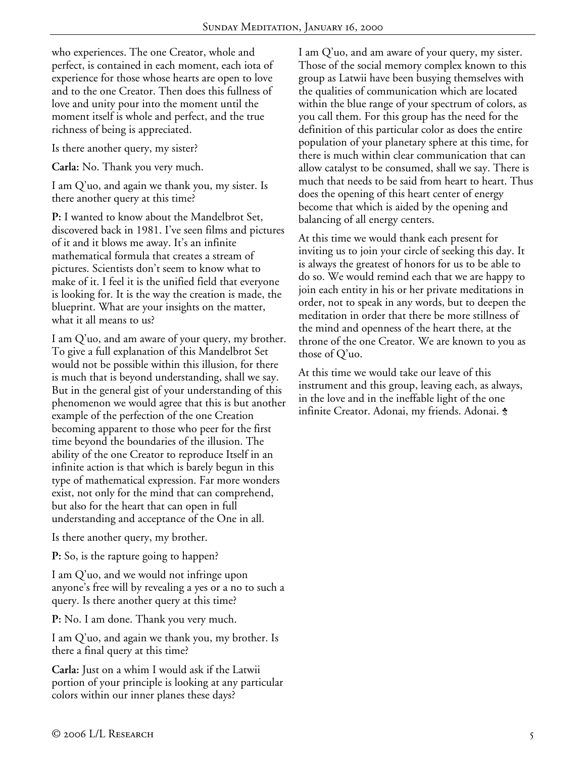who experiences. The one Creator, whole and perfect, is contained in each moment, each iota of experience for those whose hearts are open to love and to the one Creator. Then does this fullness of love and unity pour into the moment until the moment itself is whole and perfect, and the true richness of being is appreciated.

Is there another query, my sister?

**Carla:** No. Thank you very much.

I am Q'uo, and again we thank you, my sister. Is there another query at this time?

**P:** I wanted to know about the Mandelbrot Set, discovered back in 1981. I've seen films and pictures of it and it blows me away. It's an infinite mathematical formula that creates a stream of pictures. Scientists don't seem to know what to make of it. I feel it is the unified field that everyone is looking for. It is the way the creation is made, the blueprint. What are your insights on the matter, what it all means to us?

I am Q'uo, and am aware of your query, my brother. To give a full explanation of this Mandelbrot Set would not be possible within this illusion, for there is much that is beyond understanding, shall we say. But in the general gist of your understanding of this phenomenon we would agree that this is but another example of the perfection of the one Creation becoming apparent to those who peer for the first time beyond the boundaries of the illusion. The ability of the one Creator to reproduce Itself in an infinite action is that which is barely begun in this type of mathematical expression. Far more wonders exist, not only for the mind that can comprehend, but also for the heart that can open in full understanding and acceptance of the One in all.

Is there another query, my brother.

**P:** So, is the rapture going to happen?

I am Q'uo, and we would not infringe upon anyone's free will by revealing a yes or a no to such a query. Is there another query at this time?

**P:** No. I am done. Thank you very much.

I am Q'uo, and again we thank you, my brother. Is there a final query at this time?

**Carla:** Just on a whim I would ask if the Latwii portion of your principle is looking at any particular colors within our inner planes these days?

I am Q'uo, and am aware of your query, my sister. Those of the social memory complex known to this group as Latwii have been busying themselves with the qualities of communication which are located within the blue range of your spectrum of colors, as you call them. For this group has the need for the definition of this particular color as does the entire population of your planetary sphere at this time, for there is much within clear communication that can allow catalyst to be consumed, shall we say. There is much that needs to be said from heart to heart. Thus does the opening of this heart center of energy become that which is aided by the opening and balancing of all energy centers.

At this time we would thank each present for inviting us to join your circle of seeking this day. It is always the greatest of honors for us to be able to do so. We would remind each that we are happy to join each entity in his or her private meditations in order, not to speak in any words, but to deepen the meditation in order that there be more stillness of the mind and openness of the heart there, at the throne of the one Creator. We are known to you as those of Q'uo.

At this time we would take our leave of this instrument and this group, leaving each, as always, in the love and in the ineffable light of the one infinite Creator. Adonai, my friends. Adonai. ♣